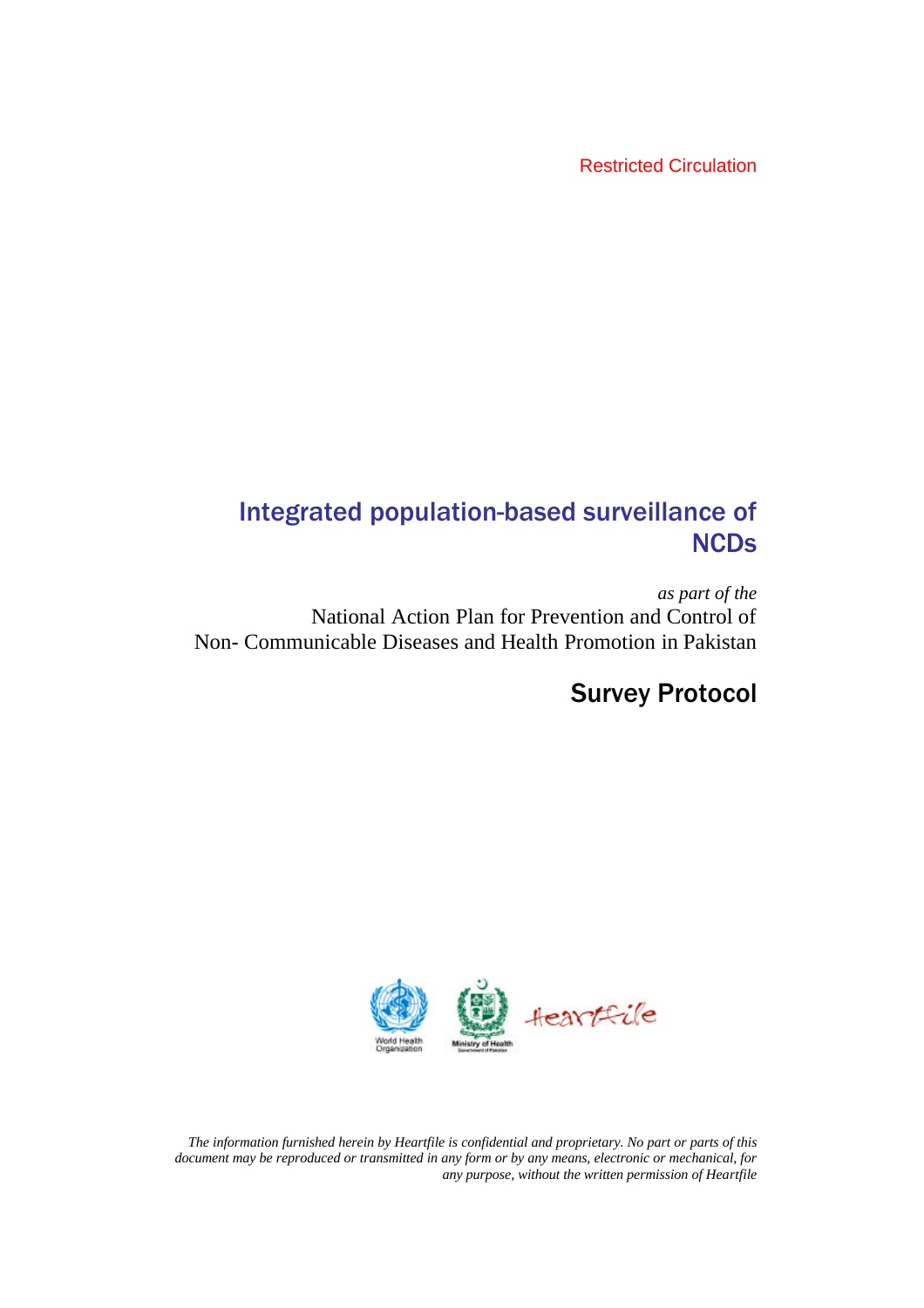Restricted Circulation

# Integrated population-based surveillance of NCDs

*as part of the*

National Action Plan for Prevention and Control of Non- Communicable Diseases and Health Promotion in Pakistan

## Survey Protocol

*The information furnished herein by Heartfile is confidential and proprietary. No part or parts of this document may be reproduced or transmitted in any form or by any means, electronic or mechanical, for any purpose, without the written permission of Heartfile*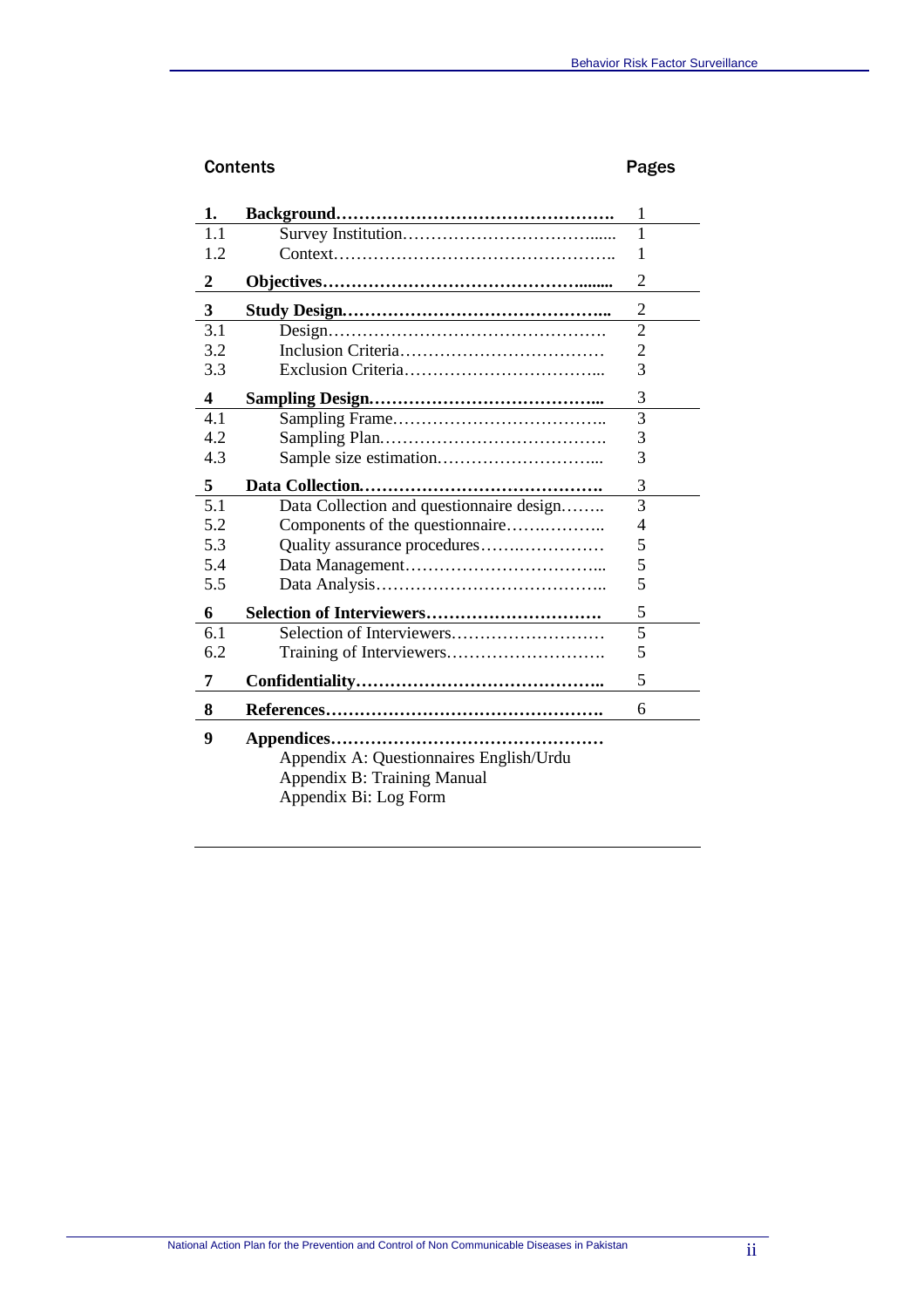## Contents

| | | Pages |
|---|---|---|
| **1.** | **Background** | 1 |
| 1.1 | Survey Institution | 1 |
| 1.2 | Context | 1 |
| **2** | **Objectives** | 2 |
| **3** | **Study Design** | 2 |
| 3.1 | Design | 2 |
| 3.2 | Inclusion Criteria | 2 |
| 3.3 | Exclusion Criteria | 3 |
| **4** | **Sampling Design** | 3 |
| 4.1 | Sampling Frame | 3 |
| 4.2 | Sampling Plan | 3 |
| 4.3 | Sample size estimation | 3 |
| **5** | **Data Collection** | 3 |
| 5.1 | Data Collection and questionnaire design | 3 |
| 5.2 | Components of the questionnaire | 4 |
| 5.3 | Quality assurance procedures | 5 |
| 5.4 | Data Management | 5 |
| 5.5 | Data Analysis | 5 |
| **6** | **Selection of Interviewers** | 5 |
| 6.1 | Selection of Interviewers | 5 |
| 6.2 | Training of Interviewers | 5 |
| **7** | **Confidentiality** | 5 |
| **8** | **References** | 6 |
| **9** | **Appendices** | |
| | Appendix A: Questionnaires English/Urdu | |
| | Appendix B: Training Manual | |
| | Appendix Bi: Log Form | |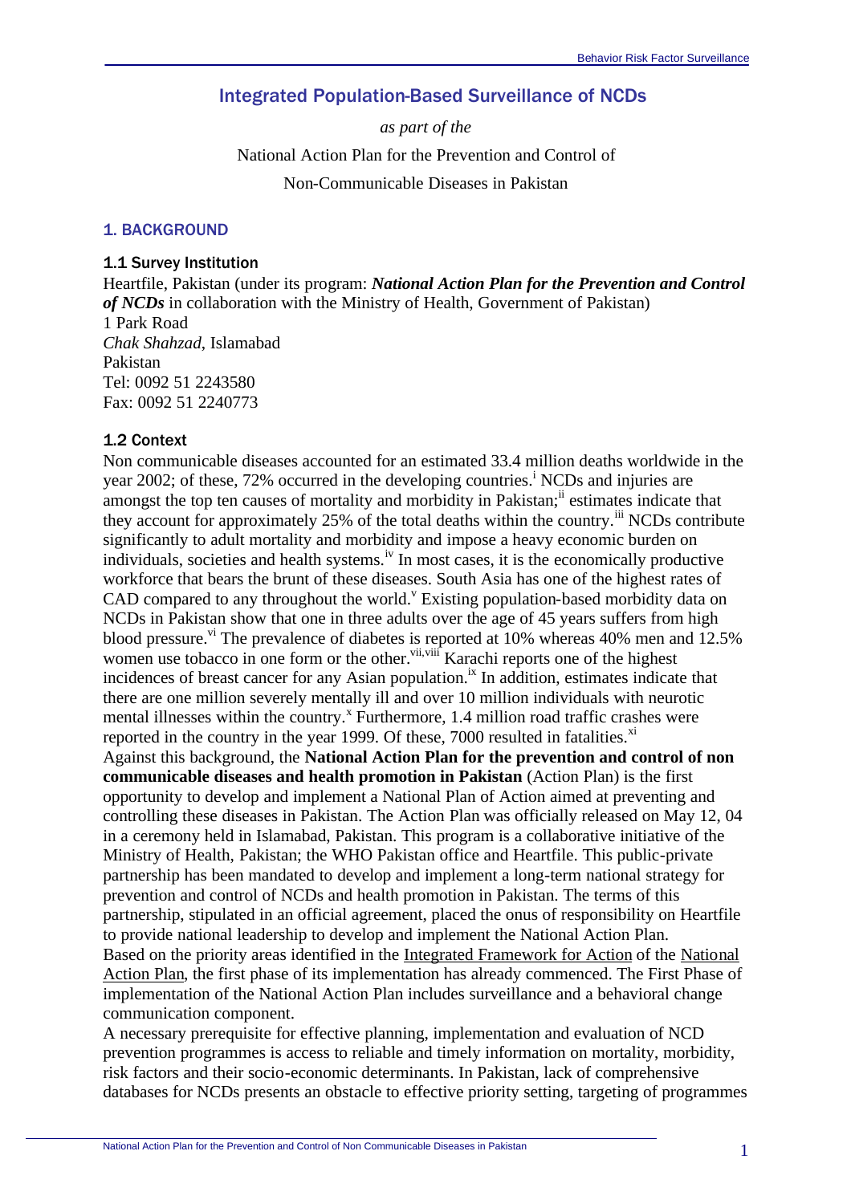## Integrated Population-Based Surveillance of NCDs

*as part of the*

National Action Plan for the Prevention and Control of

Non-Communicable Diseases in Pakistan

### 1. BACKGROUND

#### 1.1 Survey Institution

Heartfile, Pakistan (under its program: ***National Action Plan for the Prevention and Control of NCDs*** in collaboration with the Ministry of Health, Government of Pakistan)
1 Park Road
*Chak Shahzad*, Islamabad
Pakistan
Tel: 0092 51 2243580
Fax: 0092 51 2240773

#### 1.2 Context

Non communicable diseases accounted for an estimated 33.4 million deaths worldwide in the year 2002; of these, 72% occurred in the developing countries.[i] NCDs and injuries are amongst the top ten causes of mortality and morbidity in Pakistan;[ii] estimates indicate that they account for approximately 25% of the total deaths within the country.[iii] NCDs contribute significantly to adult mortality and morbidity and impose a heavy economic burden on individuals, societies and health systems.[iv] In most cases, it is the economically productive workforce that bears the brunt of these diseases. South Asia has one of the highest rates of CAD compared to any throughout the world.[v] Existing population-based morbidity data on NCDs in Pakistan show that one in three adults over the age of 45 years suffers from high blood pressure.[vi] The prevalence of diabetes is reported at 10% whereas 40% men and 12.5% women use tobacco in one form or the other.[vii,viii] Karachi reports one of the highest incidences of breast cancer for any Asian population.[ix] In addition, estimates indicate that there are one million severely mentally ill and over 10 million individuals with neurotic mental illnesses within the country.[x] Furthermore, 1.4 million road traffic crashes were reported in the country in the year 1999. Of these, 7000 resulted in fatalities.[xi]

Against this background, the **National Action Plan for the prevention and control of non communicable diseases and health promotion in Pakistan** (Action Plan) is the first opportunity to develop and implement a National Plan of Action aimed at preventing and controlling these diseases in Pakistan. The Action Plan was officially released on May 12, 04 in a ceremony held in Islamabad, Pakistan. This program is a collaborative initiative of the Ministry of Health, Pakistan; the WHO Pakistan office and Heartfile. This public-private partnership has been mandated to develop and implement a long-term national strategy for prevention and control of NCDs and health promotion in Pakistan. The terms of this partnership, stipulated in an official agreement, placed the onus of responsibility on Heartfile to provide national leadership to develop and implement the National Action Plan.

Based on the priority areas identified in the Integrated Framework for Action of the National Action Plan, the first phase of its implementation has already commenced. The First Phase of implementation of the National Action Plan includes surveillance and a behavioral change communication component.

A necessary prerequisite for effective planning, implementation and evaluation of NCD prevention programmes is access to reliable and timely information on mortality, morbidity, risk factors and their socio-economic determinants. In Pakistan, lack of comprehensive databases for NCDs presents an obstacle to effective priority setting, targeting of programmes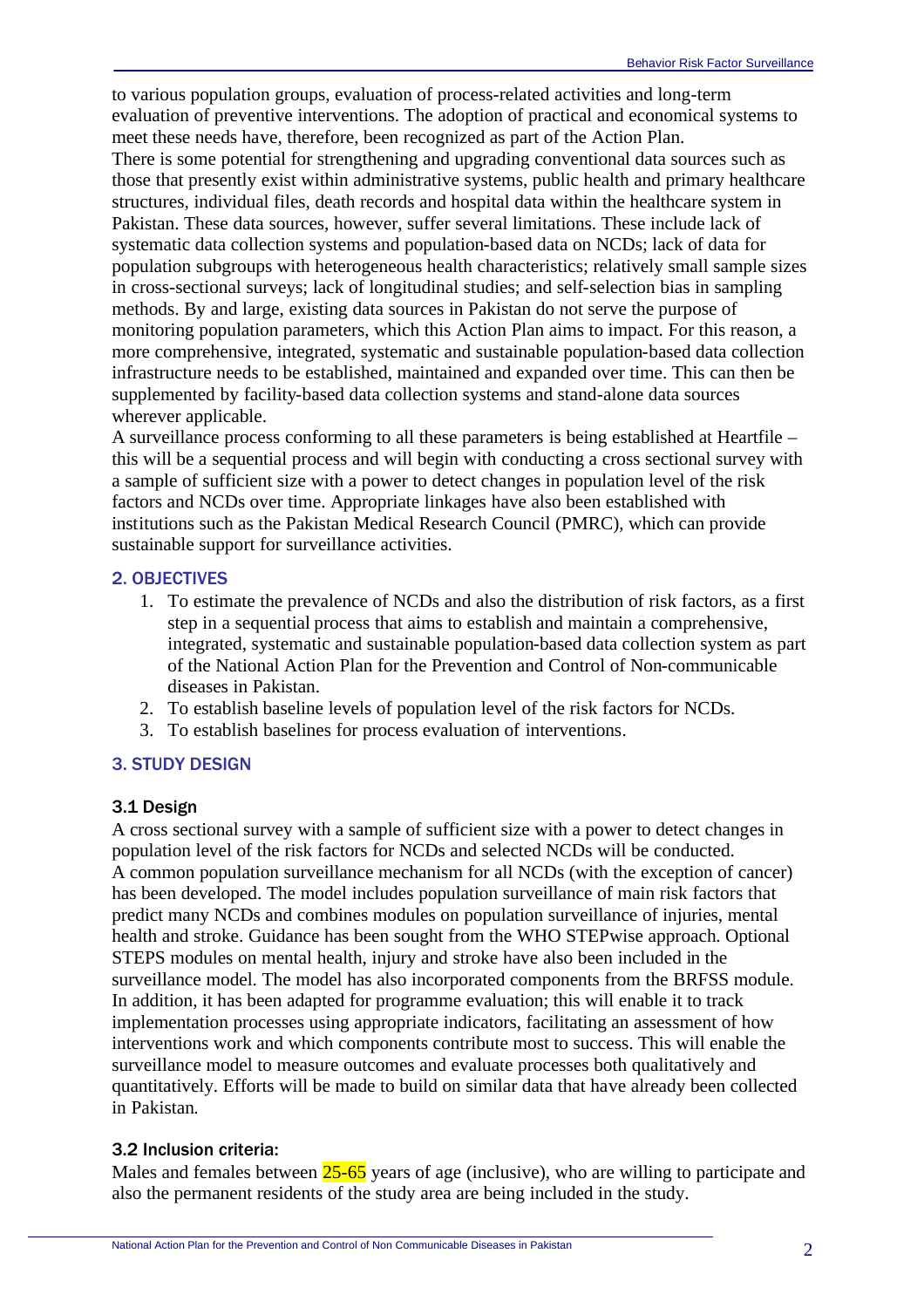to various population groups, evaluation of process-related activities and long-term evaluation of preventive interventions. The adoption of practical and economical systems to meet these needs have, therefore, been recognized as part of the Action Plan.

There is some potential for strengthening and upgrading conventional data sources such as those that presently exist within administrative systems, public health and primary healthcare structures, individual files, death records and hospital data within the healthcare system in Pakistan. These data sources, however, suffer several limitations. These include lack of systematic data collection systems and population-based data on NCDs; lack of data for population subgroups with heterogeneous health characteristics; relatively small sample sizes in cross-sectional surveys; lack of longitudinal studies; and self-selection bias in sampling methods. By and large, existing data sources in Pakistan do not serve the purpose of monitoring population parameters, which this Action Plan aims to impact. For this reason, a more comprehensive, integrated, systematic and sustainable population-based data collection infrastructure needs to be established, maintained and expanded over time. This can then be supplemented by facility-based data collection systems and stand-alone data sources wherever applicable.

A surveillance process conforming to all these parameters is being established at Heartfile – this will be a sequential process and will begin with conducting a cross sectional survey with a sample of sufficient size with a power to detect changes in population level of the risk factors and NCDs over time. Appropriate linkages have also been established with institutions such as the Pakistan Medical Research Council (PMRC), which can provide sustainable support for surveillance activities.

## 2. OBJECTIVES

1. To estimate the prevalence of NCDs and also the distribution of risk factors, as a first step in a sequential process that aims to establish and maintain a comprehensive, integrated, systematic and sustainable population-based data collection system as part of the National Action Plan for the Prevention and Control of Non-communicable diseases in Pakistan.
2. To establish baseline levels of population level of the risk factors for NCDs.
3. To establish baselines for process evaluation of interventions.

## 3. STUDY DESIGN

### 3.1 Design

A cross sectional survey with a sample of sufficient size with a power to detect changes in population level of the risk factors for NCDs and selected NCDs will be conducted.

A common population surveillance mechanism for all NCDs (with the exception of cancer) has been developed. The model includes population surveillance of main risk factors that predict many NCDs and combines modules on population surveillance of injuries, mental health and stroke. Guidance has been sought from the WHO STEPwise approach. Optional STEPS modules on mental health, injury and stroke have also been included in the surveillance model. The model has also incorporated components from the BRFSS module. In addition, it has been adapted for programme evaluation; this will enable it to track implementation processes using appropriate indicators, facilitating an assessment of how interventions work and which components contribute most to success. This will enable the surveillance model to measure outcomes and evaluate processes both qualitatively and quantitatively. Efforts will be made to build on similar data that have already been collected in Pakistan.

### 3.2 Inclusion criteria:

Males and females between 25-65 years of age (inclusive), who are willing to participate and also the permanent residents of the study area are being included in the study.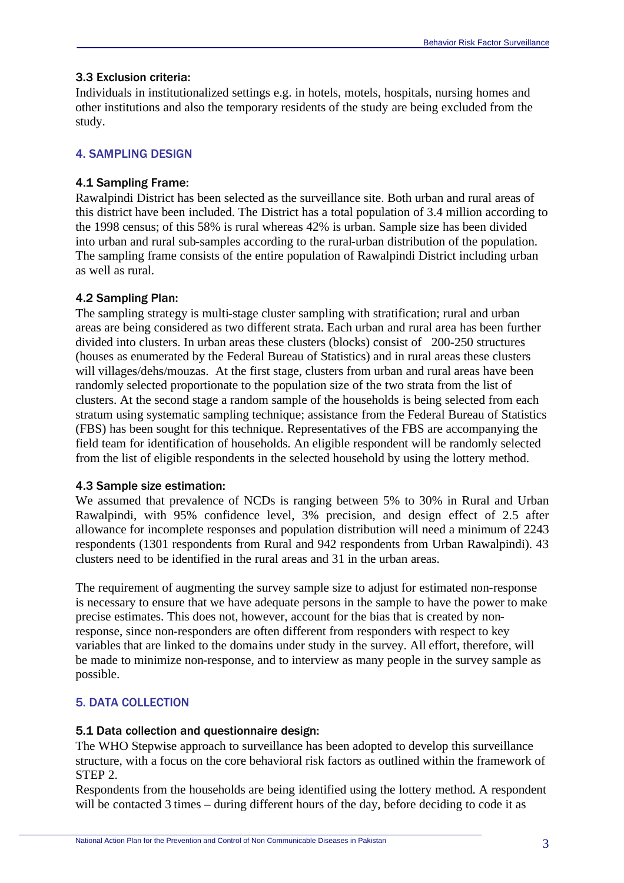### 3.3 Exclusion criteria:

Individuals in institutionalized settings e.g. in hotels, motels, hospitals, nursing homes and other institutions and also the temporary residents of the study are being excluded from the study.

## 4. SAMPLING DESIGN

### 4.1 Sampling Frame:

Rawalpindi District has been selected as the surveillance site. Both urban and rural areas of this district have been included. The District has a total population of 3.4 million according to the 1998 census; of this 58% is rural whereas 42% is urban. Sample size has been divided into urban and rural sub-samples according to the rural-urban distribution of the population. The sampling frame consists of the entire population of Rawalpindi District including urban as well as rural.

### 4.2 Sampling Plan:

The sampling strategy is multi-stage cluster sampling with stratification; rural and urban areas are being considered as two different strata. Each urban and rural area has been further divided into clusters. In urban areas these clusters (blocks) consist of 200-250 structures (houses as enumerated by the Federal Bureau of Statistics) and in rural areas these clusters will villages/dehs/mouzas. At the first stage, clusters from urban and rural areas have been randomly selected proportionate to the population size of the two strata from the list of clusters. At the second stage a random sample of the households is being selected from each stratum using systematic sampling technique; assistance from the Federal Bureau of Statistics (FBS) has been sought for this technique. Representatives of the FBS are accompanying the field team for identification of households. An eligible respondent will be randomly selected from the list of eligible respondents in the selected household by using the lottery method.

### 4.3 Sample size estimation:

We assumed that prevalence of NCDs is ranging between 5% to 30% in Rural and Urban Rawalpindi, with 95% confidence level, 3% precision, and design effect of 2.5 after allowance for incomplete responses and population distribution will need a minimum of 2243 respondents (1301 respondents from Rural and 942 respondents from Urban Rawalpindi). 43 clusters need to be identified in the rural areas and 31 in the urban areas.

The requirement of augmenting the survey sample size to adjust for estimated non-response is necessary to ensure that we have adequate persons in the sample to have the power to make precise estimates. This does not, however, account for the bias that is created by non-response, since non-responders are often different from responders with respect to key variables that are linked to the domains under study in the survey. All effort, therefore, will be made to minimize non-response, and to interview as many people in the survey sample as possible.

## 5. DATA COLLECTION

### 5.1 Data collection and questionnaire design:

The WHO Stepwise approach to surveillance has been adopted to develop this surveillance structure, with a focus on the core behavioral risk factors as outlined within the framework of STEP 2.

Respondents from the households are being identified using the lottery method. A respondent will be contacted 3 times – during different hours of the day, before deciding to code it as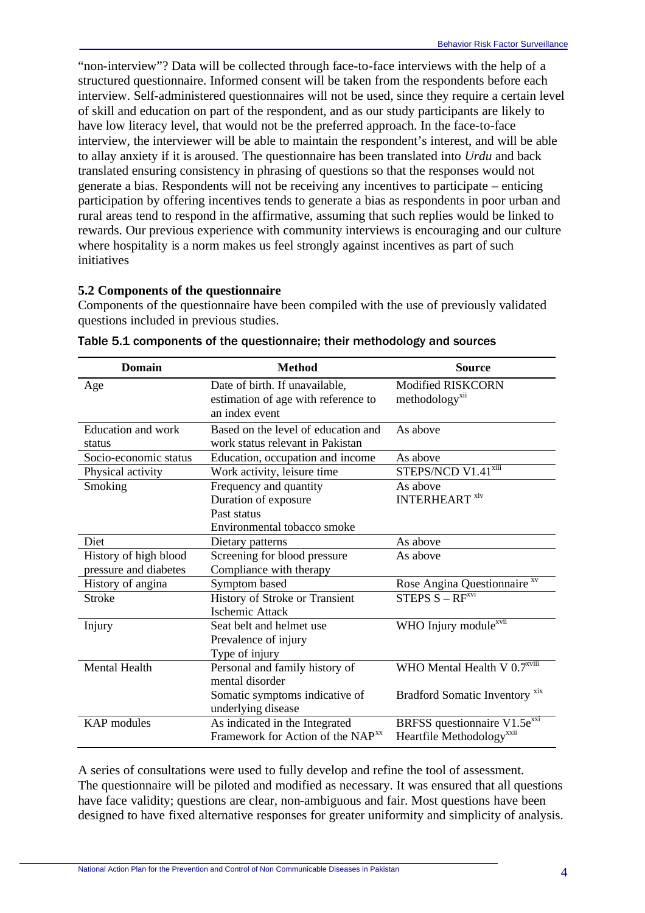"non-interview"? Data will be collected through face-to-face interviews with the help of a structured questionnaire. Informed consent will be taken from the respondents before each interview. Self-administered questionnaires will not be used, since they require a certain level of skill and education on part of the respondent, and as our study participants are likely to have low literacy level, that would not be the preferred approach. In the face-to-face interview, the interviewer will be able to maintain the respondent's interest, and will be able to allay anxiety if it is aroused. The questionnaire has been translated into *Urdu* and back translated ensuring consistency in phrasing of questions so that the responses would not generate a bias. Respondents will not be receiving any incentives to participate – enticing participation by offering incentives tends to generate a bias as respondents in poor urban and rural areas tend to respond in the affirmative, assuming that such replies would be linked to rewards. Our previous experience with community interviews is encouraging and our culture where hospitality is a norm makes us feel strongly against incentives as part of such initiatives

### 5.2 Components of the questionnaire

Components of the questionnaire have been compiled with the use of previously validated questions included in previous studies.

Table 5.1 components of the questionnaire; their methodology and sources

| Domain | Method | Source |
|---|---|---|
| Age | Date of birth. If unavailable, estimation of age with reference to an index event | Modified RISKCORN methodology[xii] |
| Education and work status | Based on the level of education and work status relevant in Pakistan | As above |
| Socio-economic status | Education, occupation and income | As above |
| Physical activity | Work activity, leisure time | STEPS/NCD V1.41[xiii] |
| Smoking | Frequency and quantity<br>Duration of exposure<br>Past status<br>Environmental tobacco smoke | As above<br>INTERHEART [xiv] |
| Diet | Dietary patterns | As above |
| History of high blood pressure and diabetes | Screening for blood pressure<br>Compliance with therapy | As above |
| History of angina | Symptom based | Rose Angina Questionnaire [xv] |
| Stroke | History of Stroke or Transient Ischemic Attack | STEPS S – RF[xvi] |
| Injury | Seat belt and helmet use<br>Prevalence of injury<br>Type of injury | WHO Injury module[xvii] |
| Mental Health | Personal and family history of mental disorder<br>Somatic symptoms indicative of underlying disease | WHO Mental Health V 0.7[xviii]<br>Bradford Somatic Inventory [xix] |
| KAP modules | As indicated in the Integrated Framework for Action of the NAP[xx] | BRFSS questionnaire V1.5e[xxi]<br>Heartfile Methodology[xxii] |

A series of consultations were used to fully develop and refine the tool of assessment. The questionnaire will be piloted and modified as necessary. It was ensured that all questions have face validity; questions are clear, non-ambiguous and fair. Most questions have been designed to have fixed alternative responses for greater uniformity and simplicity of analysis.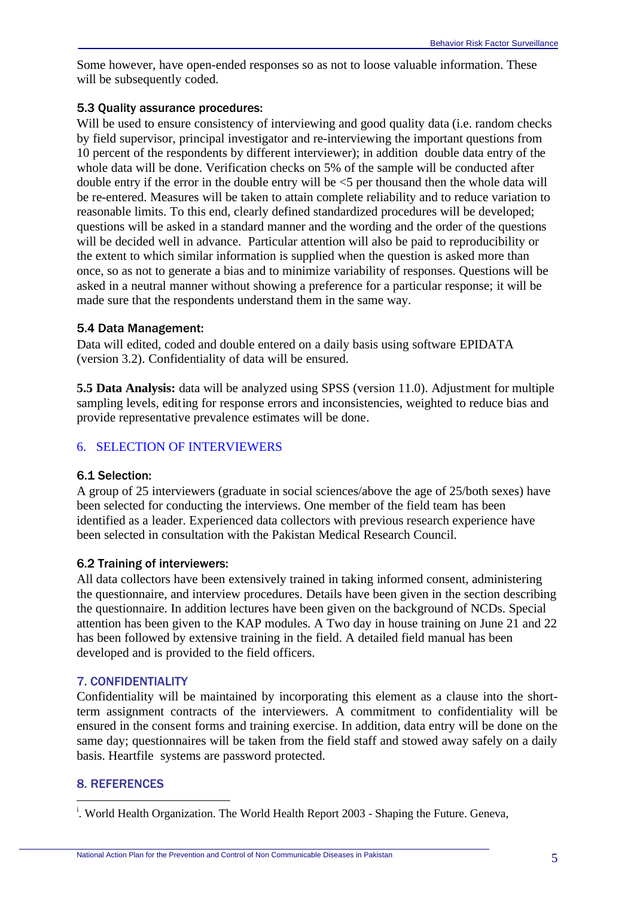Some however, have open-ended responses so as not to loose valuable information. These will be subsequently coded.

### 5.3 Quality assurance procedures:

Will be used to ensure consistency of interviewing and good quality data (i.e. random checks by field supervisor, principal investigator and re-interviewing the important questions from 10 percent of the respondents by different interviewer); in addition double data entry of the whole data will be done. Verification checks on 5% of the sample will be conducted after double entry if the error in the double entry will be <5 per thousand then the whole data will be re-entered. Measures will be taken to attain complete reliability and to reduce variation to reasonable limits. To this end, clearly defined standardized procedures will be developed; questions will be asked in a standard manner and the wording and the order of the questions will be decided well in advance. Particular attention will also be paid to reproducibility or the extent to which similar information is supplied when the question is asked more than once, so as not to generate a bias and to minimize variability of responses. Questions will be asked in a neutral manner without showing a preference for a particular response; it will be made sure that the respondents understand them in the same way.

### 5.4 Data Management:

Data will edited, coded and double entered on a daily basis using software EPIDATA (version 3.2). Confidentiality of data will be ensured.

**5.5 Data Analysis:** data will be analyzed using SPSS (version 11.0). Adjustment for multiple sampling levels, editing for response errors and inconsistencies, weighted to reduce bias and provide representative prevalence estimates will be done.

## 6. SELECTION OF INTERVIEWERS

### 6.1 Selection:

A group of 25 interviewers (graduate in social sciences/above the age of 25/both sexes) have been selected for conducting the interviews. One member of the field team has been identified as a leader. Experienced data collectors with previous research experience have been selected in consultation with the Pakistan Medical Research Council.

### 6.2 Training of interviewers:

All data collectors have been extensively trained in taking informed consent, administering the questionnaire, and interview procedures. Details have been given in the section describing the questionnaire. In addition lectures have been given on the background of NCDs. Special attention has been given to the KAP modules. A Two day in house training on June 21 and 22 has been followed by extensive training in the field. A detailed field manual has been developed and is provided to the field officers.

## 7. CONFIDENTIALITY

Confidentiality will be maintained by incorporating this element as a clause into the short-term assignment contracts of the interviewers. A commitment to confidentiality will be ensured in the consent forms and training exercise. In addition, data entry will be done on the same day; questionnaires will be taken from the field staff and stowed away safely on a daily basis. Heartfile systems are password protected.

## 8. REFERENCES

---

[i]. World Health Organization. The World Health Report 2003 - Shaping the Future. Geneva,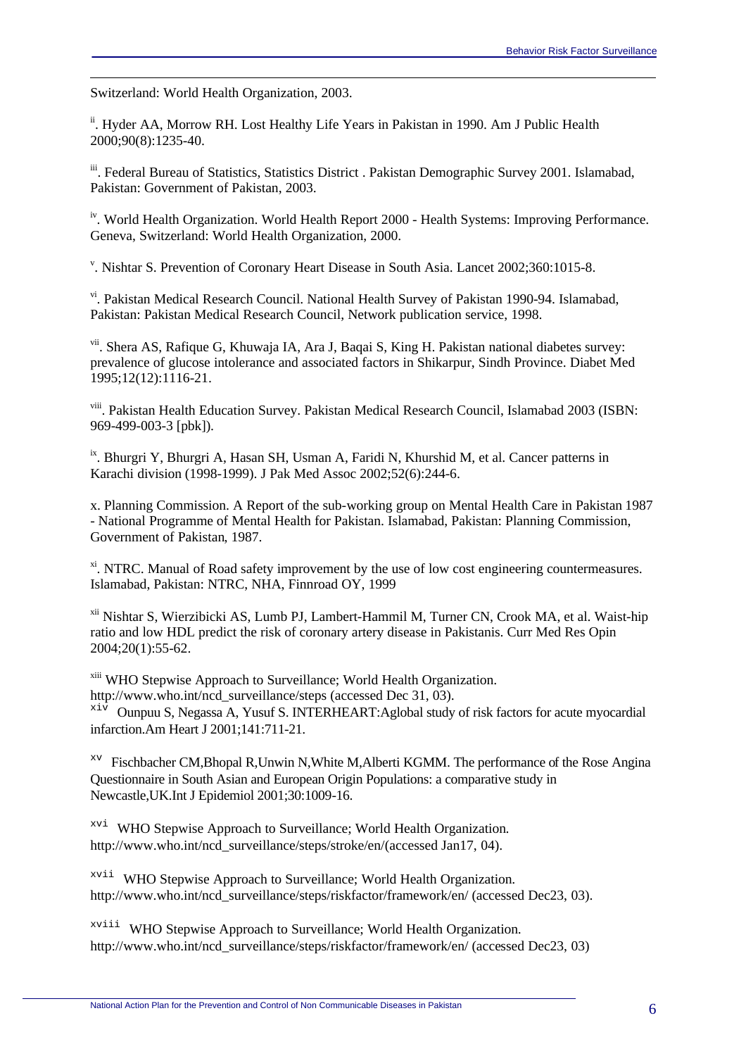Switzerland: World Health Organization, 2003.

[ii]. Hyder AA, Morrow RH. Lost Healthy Life Years in Pakistan in 1990. Am J Public Health 2000;90(8):1235-40.

[iii]. Federal Bureau of Statistics, Statistics District . Pakistan Demographic Survey 2001. Islamabad, Pakistan: Government of Pakistan, 2003.

[iv]. World Health Organization. World Health Report 2000 - Health Systems: Improving Performance. Geneva, Switzerland: World Health Organization, 2000.

[v]. Nishtar S. Prevention of Coronary Heart Disease in South Asia. Lancet 2002;360:1015-8.

[vi]. Pakistan Medical Research Council. National Health Survey of Pakistan 1990-94. Islamabad, Pakistan: Pakistan Medical Research Council, Network publication service, 1998.

[vii]. Shera AS, Rafique G, Khuwaja IA, Ara J, Baqai S, King H. Pakistan national diabetes survey: prevalence of glucose intolerance and associated factors in Shikarpur, Sindh Province. Diabet Med 1995;12(12):1116-21.

[viii]. Pakistan Health Education Survey. Pakistan Medical Research Council, Islamabad 2003 (ISBN: 969-499-003-3 [pbk]).

[ix]. Bhurgri Y, Bhurgri A, Hasan SH, Usman A, Faridi N, Khurshid M, et al. Cancer patterns in Karachi division (1998-1999). J Pak Med Assoc 2002;52(6):244-6.

x. Planning Commission. A Report of the sub-working group on Mental Health Care in Pakistan 1987 - National Programme of Mental Health for Pakistan. Islamabad, Pakistan: Planning Commission, Government of Pakistan, 1987.

[xi]. NTRC. Manual of Road safety improvement by the use of low cost engineering countermeasures. Islamabad, Pakistan: NTRC, NHA, Finnroad OY, 1999

[xii] Nishtar S, Wierzibicki AS, Lumb PJ, Lambert-Hammil M, Turner CN, Crook MA, et al. Waist-hip ratio and low HDL predict the risk of coronary artery disease in Pakistanis. Curr Med Res Opin 2004;20(1):55-62.

[xiii] WHO Stepwise Approach to Surveillance; World Health Organization. http://www.who.int/ncd_surveillance/steps (accessed Dec 31, 03).

[xiv] Ounpuu S, Negassa A, Yusuf S. INTERHEART:Aglobal study of risk factors for acute myocardial infarction.Am Heart J 2001;141:711-21.

[xv] Fischbacher CM,Bhopal R,Unwin N,White M,Alberti KGMM. The performance of the Rose Angina Questionnaire in South Asian and European Origin Populations: a comparative study in Newcastle,UK.Int J Epidemiol 2001;30:1009-16.

[xvi] WHO Stepwise Approach to Surveillance; World Health Organization. http://www.who.int/ncd_surveillance/steps/stroke/en/(accessed Jan17, 04).

[xvii] WHO Stepwise Approach to Surveillance; World Health Organization. http://www.who.int/ncd_surveillance/steps/riskfactor/framework/en/ (accessed Dec23, 03).

[xviii] WHO Stepwise Approach to Surveillance; World Health Organization. http://www.who.int/ncd_surveillance/steps/riskfactor/framework/en/ (accessed Dec23, 03)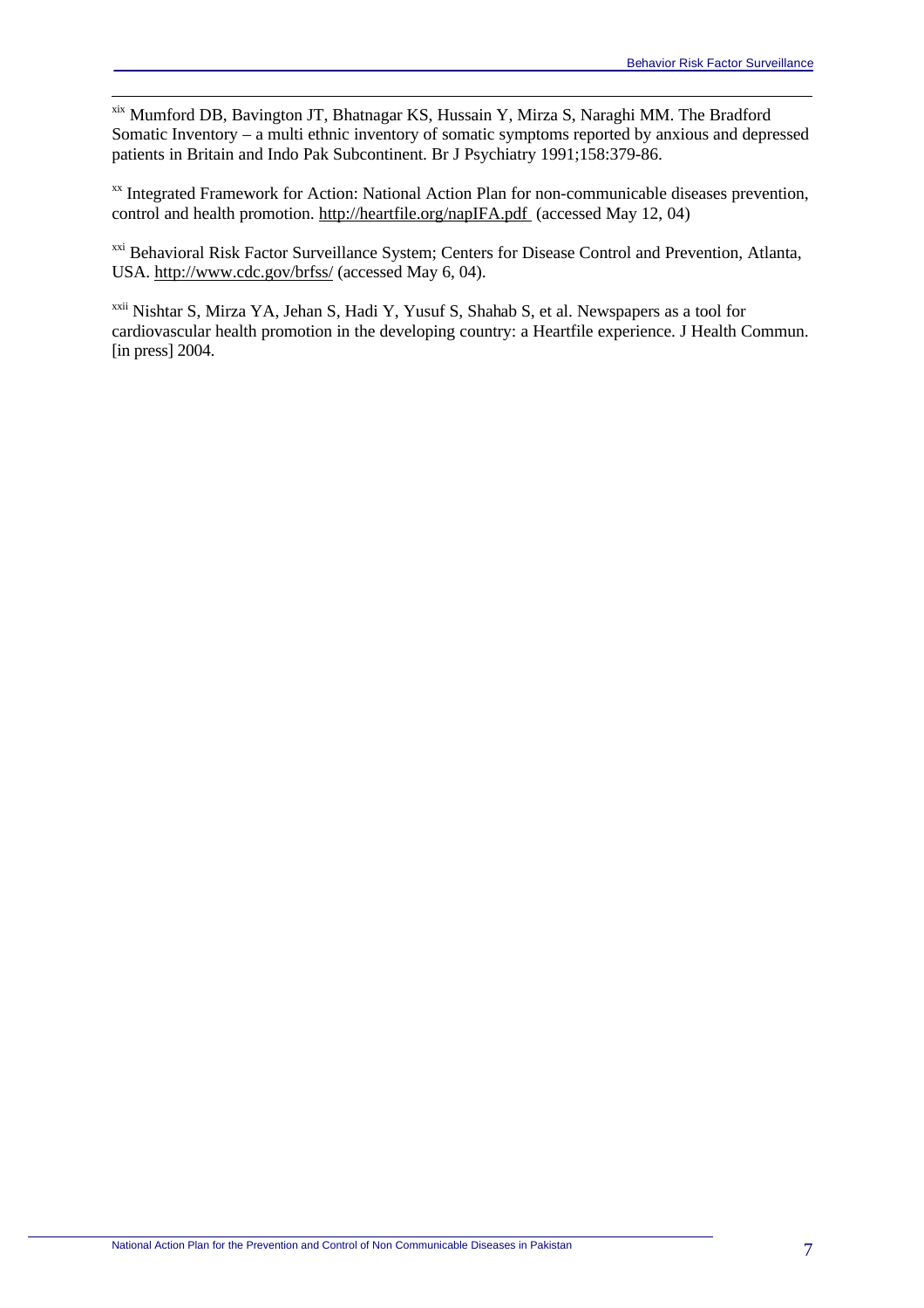[xix] Mumford DB, Bavington JT, Bhatnagar KS, Hussain Y, Mirza S, Naraghi MM. The Bradford Somatic Inventory – a multi ethnic inventory of somatic symptoms reported by anxious and depressed patients in Britain and Indo Pak Subcontinent. Br J Psychiatry 1991;158:379-86.

[xx] Integrated Framework for Action: National Action Plan for non-communicable diseases prevention, control and health promotion. http://heartfile.org/napIFA.pdf (accessed May 12, 04)

[xxi] Behavioral Risk Factor Surveillance System; Centers for Disease Control and Prevention, Atlanta, USA. http://www.cdc.gov/brfss/ (accessed May 6, 04).

[xxii] Nishtar S, Mirza YA, Jehan S, Hadi Y, Yusuf S, Shahab S, et al. Newspapers as a tool for cardiovascular health promotion in the developing country: a Heartfile experience. J Health Commun. [in press] 2004.